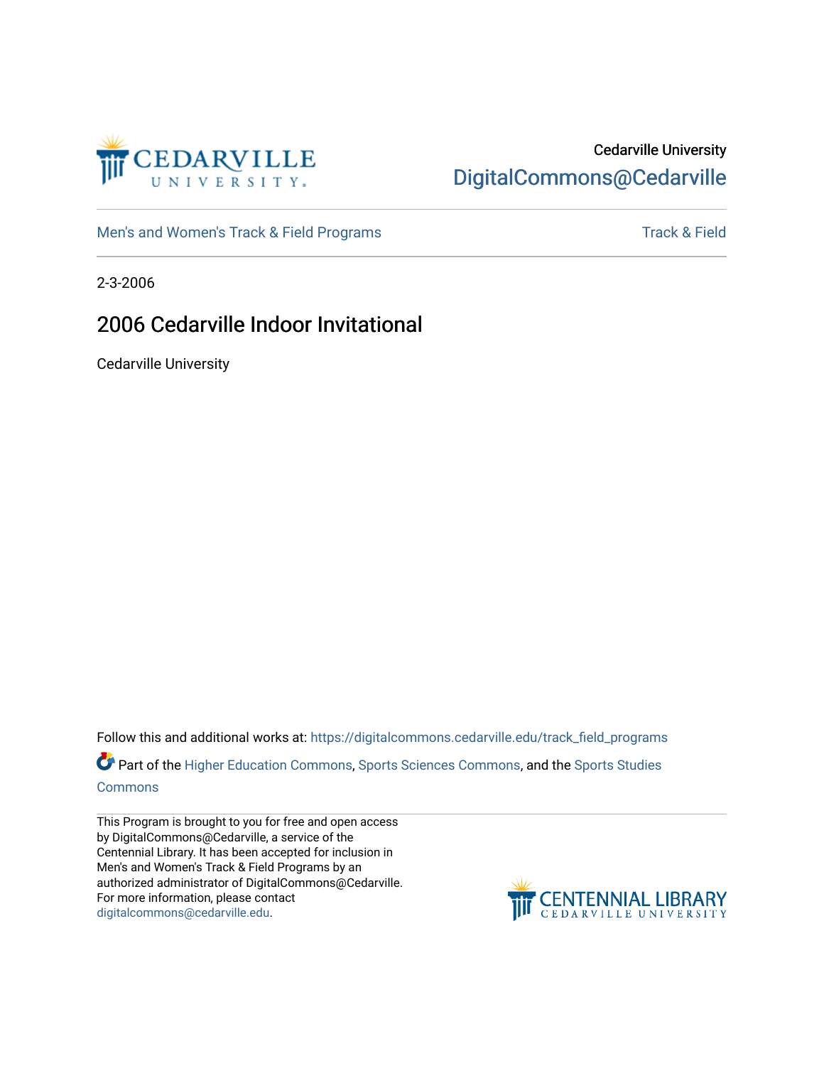Cedarville University
DigitalCommons@Cedarville

Men's and Women's Track & Field Programs | Track & Field

2-3-2006

# 2006 Cedarville Indoor Invitational

Cedarville University

Follow this and additional works at: https://digitalcommons.cedarville.edu/track_field_programs

Part of the Higher Education Commons, Sports Sciences Commons, and the Sports Studies Commons

This Program is brought to you for free and open access by DigitalCommons@Cedarville, a service of the Centennial Library. It has been accepted for inclusion in Men's and Women's Track & Field Programs by an authorized administrator of DigitalCommons@Cedarville. For more information, please contact digitalcommons@cedarville.edu.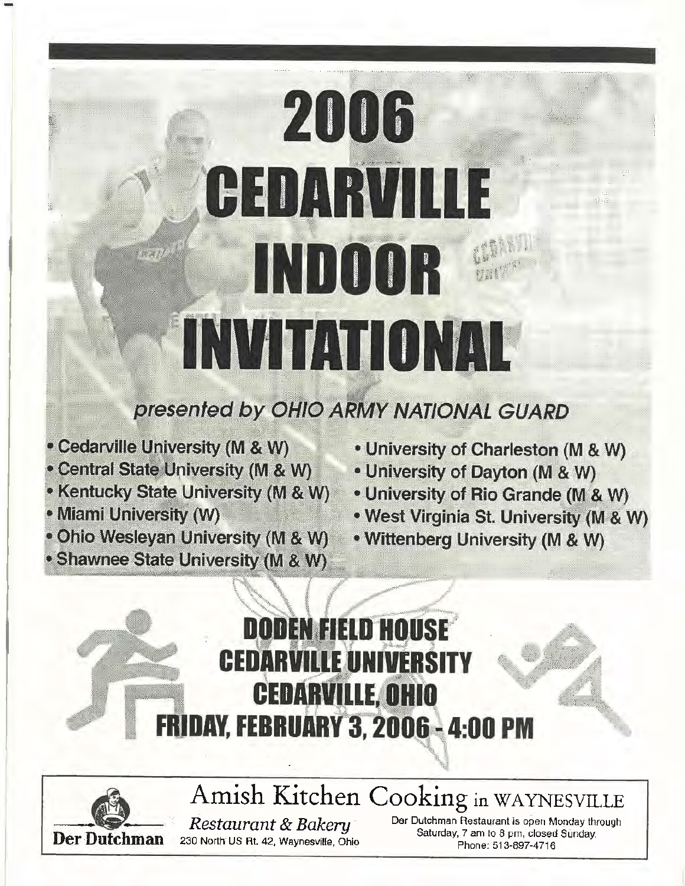# 2006 CEDARVILLE INDOOR INVITATIONAL

*presented by OHIO ARMY NATIONAL GUARD*

- Cedarville University (M & W)
- Central State University (M & W)
- Kentucky State University (M & W)
- Miami University (W)
- Ohio Wesleyan University (M & W)
- Shawnee State University (M & W)
- University of Charleston (M & W)
- University of Dayton (M & W)
- University of Rio Grande (M & W)
- West Virginia St. University (M & W)
- Wittenberg University (M & W)

## DODEN FIELD HOUSE
## CEDARVILLE UNIVERSITY
## CEDARVILLE, OHIO
## FRIDAY, FEBRUARY 3, 2006 - 4:00 PM

**Der Dutchman**

Amish Kitchen Cooking in WAYNESVILLE

*Restaurant & Bakery*

230 North US Rt. 42, Waynesville, Ohio

Der Dutchman Restaurant is open Monday through Saturday, 7 am to 8 pm, closed Sunday.
Phone: 513-897-4716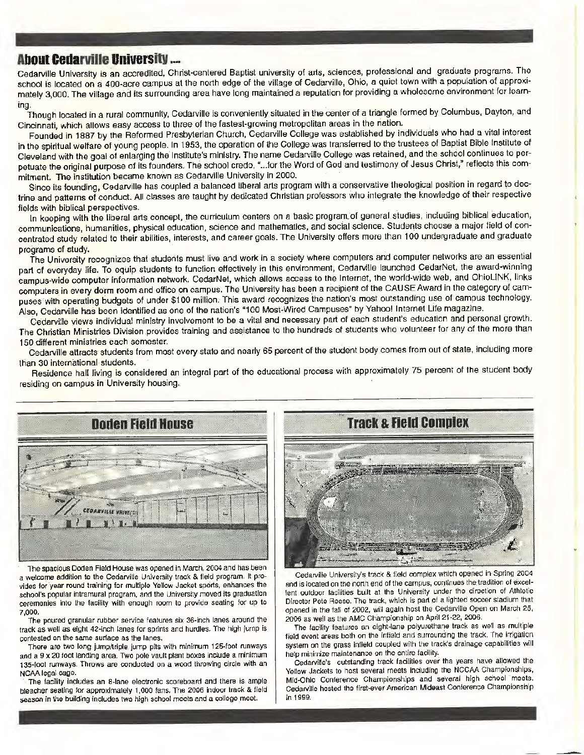## About Cedarville University ....

Cedarville University is an accredited, Christ-centered Baptist university of arts, sciences, professional and graduate programs. The school is located on a 400-acre campus at the north edge of the village of Cedarville, Ohio, a quiet town with a population of approximately 3,000. The village and its surrounding area have long maintained a reputation for providing a wholesome environment for learning.

Though located in a rural community, Cedarville is conveniently situated in the center of a triangle formed by Columbus, Dayton, and Cincinnati, which allows easy access to three of the fastest-growing metropolitan areas in the nation.

Founded in 1887 by the Reformed Presbyterian Church, Cedarville College was established by individuals who had a vital interest in the spiritual welfare of young people. In 1953, the operation of the College was transferred to the trustees of Baptist Bible Institute of Cleveland with the goal of enlarging the Institute's ministry. The name Cedarville College was retained, and the school continues to perpetuate the original purpose of its founders. The school credo, "...for the Word of God and testimony of Jesus Christ," reflects this commitment. The institution became known as Cedarville University in 2000.

Since its founding, Cedarville has coupled a balanced liberal arts program with a conservative theological position in regard to doctrine and patterns of conduct. All classes are taught by dedicated Christian professors who integrate the knowledge of their respective fields with biblical perspectives.

In keeping with the liberal arts concept, the curriculum centers on a basic program of general studies, including biblical education, communications, humanities, physical education, science and mathematics, and social science. Students choose a major field of concentrated study related to their abilities, interests, and career goals. The University offers more than 100 undergraduate and graduate programs of study.

The University recognizes that students must live and work in a society where computers and computer networks are an essential part of everyday life. To equip students to function effectively in this environment, Cedarville launched CedarNet, the award-winning campus-wide computer information network. CedarNet, which allows access to the Internet, the world-wide web, and OhioLINK, links computers in every dorm room and office on campus. The University has been a recipient of the CAUSE Award in the category of campuses with operating budgets of under $100 million. This award recognizes the nation's most outstanding use of campus technology. Also, Cedarville has been identified as one of the nation's "100 Most-Wired Campuses" by Yahoo! Internet Life magazine.

Cedarville views individual ministry involvement to be a vital and necessary part of each student's education and personal growth. The Christian Ministries Division provides training and assistance to the hundreds of students who volunteer for any of the more than 150 different ministries each semester.

Cedarville attracts students from most every state and nearly 65 percent of the student body comes from out of state, including more than 30 international students.

Residence hall living is considered an integral part of the educational process with approximately 75 percent of the student body residing on campus in University housing.

## Doden Field House

The spacious Doden Field House was opened in March, 2004 and has been a welcome addition to the Cedarville University track & field program. It provides for year round training for multiple Yellow Jacket sports, enhances the school's popular intramural program, and the University moved its graduation ceremonies into the facility with enough room to provide seating for up to 7,000.

The poured granular rubber service features six 36-inch lanes around the track as well as eight 42-inch lanes for sprints and hurdles. The high jump is contested on the same surface as the lanes.

There are two long jump/triple jump pits with minimum 125-foot runways and a 9 x 20 foot landing area. Two pole vault plant boxes include a minimum 135-foot runways. Throws are conducted on a wood throwing circle with an NCAA legal cage.

The facility includes an 8-lane electronic scoreboard and there is ample bleacher seating for approximately 1,000 fans. The 2006 indoor track & field season in the building includes two high school meets and a college meet.

## Track & Field Complex

Cedarville University's track & field complex which opened in Spring 2004 and is located on the north end of the campus, continues the tradition of excellent outdoor facilities built at the University under the direction of Athletic Director Pete Reese. The track, which is part of a lighted soccer stadium that opened in the fall of 2002, will again host the Cedarville Open on March 25, 2006 as well as the AMC Championship on April 21-22, 2006.

The facility features an eight-lane polyurethane track as well as multiple field event areas both on the infield and surrounding the track. The irrigation system on the grass infield coupled with the track's drainage capabilities will help minimize maintenance on the entire facility.

Cedarville's outstanding track facilities over the years have allowed the Yellow Jackets to host several meets including the NCCAA Championships, Mid-Ohio Conference Championships and several high school meets. Cedarville hosted the first-ever American Mideast Conference Championship in 1999.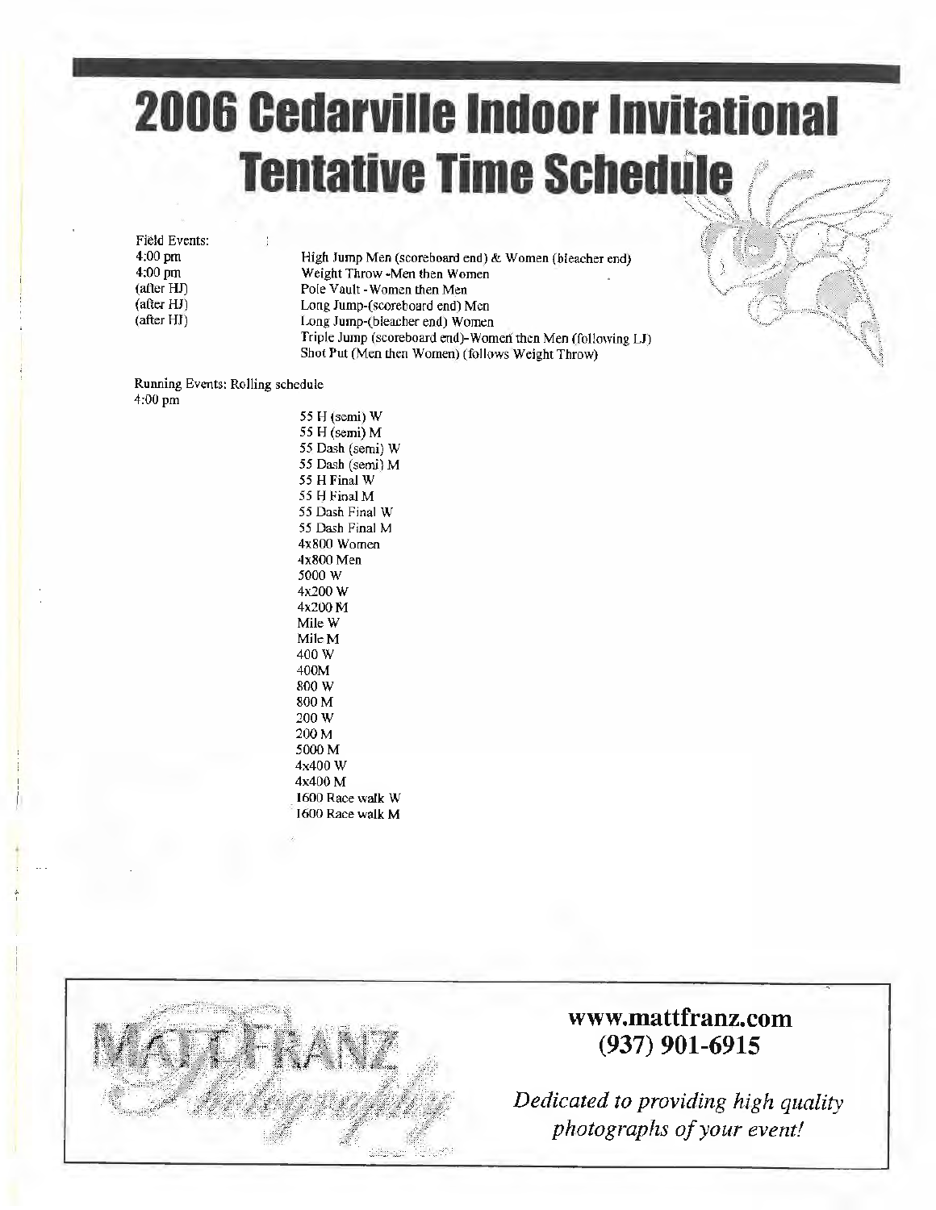# 2006 Cedarville Indoor Invitational
# Tentative Time Schedule

Field Events:

| | |
|---|---|
| 4:00 pm | High Jump Men (scoreboard end) & Women (bleacher end) |
| 4:00 pm | Weight Throw -Men then Women |
| (after HJ) | Pole Vault - Women then Men |
| (after HJ) | Long Jump-(scoreboard end) Men |
| (after HJ) | Long Jump-(bleacher end) Women |
| | Triple Jump (scoreboard end)-Women then Men (following LJ) |
| | Shot Put (Men then Women) (follows Weight Throw) |

Running Events: Rolling schedule
4:00 pm

55 H (semi) W
55 H (semi) M
55 Dash (semi) W
55 Dash (semi) M
55 H Final W
55 H Final M
55 Dash Final W
55 Dash Final M
4x800 Women
4x800 Men
5000 W
4x200 W
4x200 M
Mile W
Mile M
400 W
400M
800 W
800 M
200 W
200 M
5000 M
4x400 W
4x400 M
1600 Race walk W
1600 Race walk M

**www.mattfranz.com**
**(937) 901-6915**

*Dedicated to providing high quality photographs of your event!*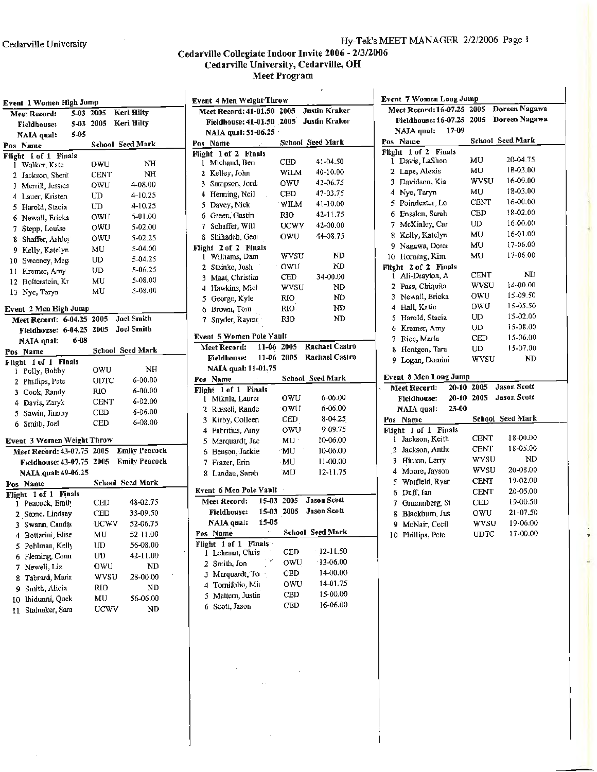Cedarville University

Hy-Tek's MEET MANAGER 2/2/2006

# Cedarville Collegiate Indoor Invite 2006 - 2/3/2006
## Cedarville University, Cedarville, OH
## Meet Program

### Event 1 Women High Jump

Meet Record: 5-03 2005 Keri Hilty
Fieldhouse: 5-03 2005 Keri Hilty
NAIA qual: 5-05

| Pos | Name | School | Seed Mark |
|---|---|---|---|
| Flight 1 of 1 Finals | | | |
| 1 | Walker, Kate | OWU | NH |
| 2 | Jackson, Sherit | CENT | NH |
| 3 | Merrill, Jessica | OWU | 4-08.00 |
| 4 | Lauer, Kristen | UD | 4-10.25 |
| 5 | Harold, Stacia | UD | 4-10.25 |
| 6 | Newall, Ericka | OWU | 5-01.00 |
| 7 | Stepp, Louise | OWU | 5-02.00 |
| 8 | Shaffer, Ashley | OWU | 5-02.25 |
| 9 | Kelly, Katelyn | MU | 5-04.00 |
| 10 | Sweeney, Meg | UD | 5-04.25 |
| 11 | Kremer, Amy | UD | 5-06.25 |
| 12 | Bolterstein, Kr | MU | 5-08.00 |
| 13 | Nye, Taryn | MU | 5-08.00 |

### Event 2 Men High Jump

Meet Record: 6-04.25 2005 Joel Smith
Fieldhouse: 6-04.25 2005 Joel Smith
NAIA qual: 6-08

| Pos | Name | School | Seed Mark |
|---|---|---|---|
| Flight 1 of 1 Finals | | | |
| 1 | Polly, Bobby | OWU | NH |
| 2 | Phillips, Pete | UDTC | 6-00.00 |
| 3 | Cook, Randy | RIO | 6-00.00 |
| 4 | Davis, Zaryk | CENT | 6-02.00 |
| 5 | Sawin, Jimmy | CED | 6-06.00 |
| 6 | Smith, Joel | CED | 6-08.00 |

### Event 3 Women Weight Throw

Meet Record: 43-07.75 2005 Emily Peacock
Fieldhouse: 43-07.75 2005 Emily Peacock
NAIA qual: 49-06.25

| Pos | Name | School | Seed Mark |
|---|---|---|---|
| Flight 1 of 1 Finals | | | |
| 1 | Peacock, Emily | CED | 48-02.75 |
| 2 | Stone, Lindsay | CED | 33-09.50 |
| 3 | Swann, Candac | UCWV | 52-06.75 |
| 4 | Bottarini, Elise | MU | 52-11.00 |
| 5 | Pohlman, Kelly | UD | 56-08.00 |
| 6 | Fleming, Conn | UD | 42-11.00 |
| 7 | Newell, Liz | OWU | ND |
| 8 | Tabrard, Marir | WVSU | 28-00.00 |
| 9 | Smith, Alicia | RIO | ND |
| 10 | Ibidunni, Quek | MU | 56-06.00 |
| 11 | Stalnaker, Sara | UCWV | ND |

### Event 4 Men Weight Throw

Meet Record: 41-01.50 2005 Justin Kraker
Fieldhouse: 41-01.50 2005 Justin Kraker
NAIA qual: 51-06.25

| Pos | Name | School | Seed Mark |
|---|---|---|---|
| Flight 1 of 2 Finals | | | |
| 1 | Michaud, Ben | CED | 41-04.50 |
| 2 | Kelley, John | WILM | 40-10.00 |
| 3 | Sampson, Jord | OWU | 42-06.75 |
| 4 | Henning, Neil | CED | 47-03.75 |
| 5 | Davey, Nick | WILM | 41-10.00 |
| 6 | Green, Gastin | RIO | 42-11.75 |
| 7 | Schaffer, Will | UCWV | 42-00.00 |
| 8 | Shihadeh, Geo | OWU | 44-08.75 |
| Flight 2 of 2 Finals | | | |
| 1 | Williams, Dam | WVSU | ND |
| 2 | Steinke, Josh | OWU | ND |
| 3 | Maat, Christian | CED | 34-00.00 |
| 4 | Hawkins, Mich | WVSU | ND |
| 5 | George, Kyle | RIO | ND |
| 6 | Brown, Tom | RIO | ND |
| 7 | Snyder, Rayme | RIO | ND |

### Event 5 Women Pole Vault

Meet Record: 11-06 2005 Rachael Castro
Fieldhouse: 11-06 2005 Rachael Castro
NAIA qual: 11-01.75

| Pos | Name | School | Seed Mark |
|---|---|---|---|
| Flight 1 of 1 Finals | | | |
| 1 | Miknla, Laurer | OWU | 6-06.00 |
| 2 | Russell, Rande | OWU | 6-06.00 |
| 3 | Kirby, Colleen | CED | 8-04.25 |
| 4 | Fabritius, Amy | OWU | 9-09.75 |
| 5 | Marquardt, Jac | MU | 10-06.00 |
| 6 | Benson, Jackie | MU | 10-06.00 |
| 7 | Frazer, Erin | MU | 11-00.00 |
| 8 | Landau, Sarah | MU | 12-11.75 |

### Event 6 Men Pole Vault

Meet Record: 15-03 2005 Jason Scott
Fieldhouse: 15-03 2005 Jason Scott
NAIA qual: 15-05

| Pos | Name | School | Seed Mark |
|---|---|---|---|
| Flight 1 of 1 Finals | | | |
| 1 | Lehman, Chris | CED | 12-11.50 |
| 2 | Smith, Jon | OWU | 13-06.00 |
| 3 | Marquardt, To | CED | 14-00.00 |
| 4 | Tomifolio, Mi | OWU | 14-01.75 |
| 5 | Mattern, Justin | CED | 15-00.00 |
| 6 | Scott, Jason | CED | 16-06.00 |

### Event 7 Women Long Jump

Meet Record: 16-07.25 2005 Doreen Nagawa
Fieldhouse: 16-07.25 2005 Doreen Nagawa
NAIA qual: 17-09

| Pos | Name | School | Seed Mark |
|---|---|---|---|
| Flight 1 of 2 Finals | | | |
| 1 | Davis, LaShon | MU | 20-04.75 |
| 2 | Lape, Alexis | MU | 18-03.00 |
| 3 | Davidson, Kia | WVSU | 16-09.00 |
| 4 | Nye, Taryn | MU | 18-03.00 |
| 5 | Poindexter, Lo | CENT | 16-00.00 |
| 6 | Ensslen, Sarah | CED | 18-02.00 |
| 7 | McKinley, Car | UD | 16-00.00 |
| 8 | Kelly, Katelyn | MU | 16-01.00 |
| 9 | Nagawa, Dore | MU | 17-06.00 |
| 10 | Horning, Kim | MU | 17-06.00 |
| Flight 2 of 2 Finals | | | |
| 1 | Ali-Drayton, A | CENT | ND |
| 2 | Pass, Chiquita | WVSU | 14-00.00 |
| 3 | Newall, Ericka | OWU | 15-09.50 |
| 4 | Hall, Katie | OWU | 15-05.50 |
| 5 | Harold, Stacia | UD | 15-02.00 |
| 6 | Kremer, Amy | UD | 15-08.00 |
| 7 | Rice, Maria | CED | 15-06.00 |
| 8 | Hentgen, Tara | UD | 15-07.00 |
| 9 | Logan, Domini | WVSU | ND |

### Event 8 Men Long Jump

Meet Record: 20-10 2005 Jason Scott
Fieldhouse: 20-10 2005 Jason Scott
NAIA qual: 23-00

| Pos | Name | School | Seed Mark |
|---|---|---|---|
| Flight 1 of 1 Finals | | | |
| 1 | Jackson, Keith | CENT | 18-00.00 |
| 2 | Jackson, Anth | CENT | 18-05.00 |
| 3 | Hinton, Larry | WVSU | ND |
| 4 | Moore, Jayson | WVSU | 20-08.00 |
| 5 | Warfield, Ryar | CENT | 19-02.00 |
| 6 | Duff, Ian | CENT | 20-05.00 |
| 7 | Gruennberg, St | CED | 19-00.50 |
| 8 | Blackburn, Jus | OWU | 21-07.50 |
| 9 | McNair, Cecil | WVSU | 19-06.00 |
| 10 | Phillips, Pete | UDTC | 17-00.00 |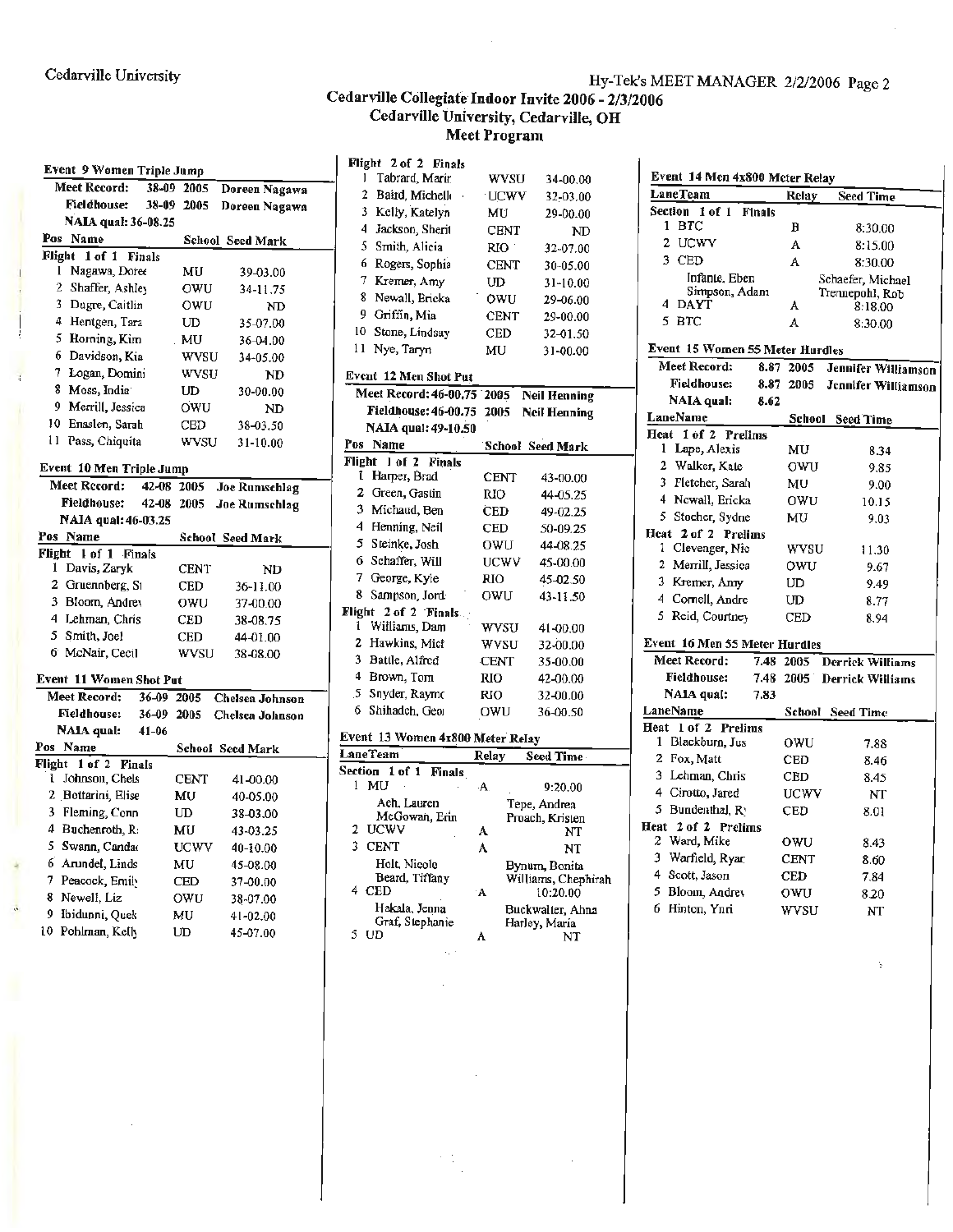Cedarville University

Hy-Tek's MEET MANAGER 2/2/2006 Page 2

# Cedarville Collegiate Indoor Invite 2006 - 2/3/2006
## Cedarville University, Cedarville, OH
### Meet Program

### Event 9 Women Triple Jump

| | | | |
|---|---|---|---|
| Meet Record: | 38-09 | 2005 | Doreen Nagawa |
| Fieldhouse: | 38-09 | 2005 | Doreen Nagawa |
| NAIA qual: 36-08.25 | | | |

| Pos | Name | School | Seed Mark |
|---|---|---|---|
| **Flight 1 of 1 Finals** | | | |
| 1 | Nagawa, Doree | MU | 39-03.00 |
| 2 | Shaffer, Ashley | OWU | 34-11.75 |
| 3 | Dugre, Caitlin | OWU | ND |
| 4 | Hentgen, Tara | UD | 35-07.00 |
| 5 | Horning, Kim | MU | 36-04.00 |
| 6 | Davidson, Kia | WVSU | 34-05.00 |
| 7 | Logan, Domini | WVSU | ND |
| 8 | Moss, India | UD | 30-00.00 |
| 9 | Merrill, Jessica | OWU | ND |
| 10 | Ensslen, Sarah | CED | 38-03.50 |
| 11 | Pass, Chiquita | WVSU | 31-10.00 |

### Event 10 Men Triple Jump

| | | | |
|---|---|---|---|
| Meet Record: | 42-08 | 2005 | Joe Rumschlag |
| Fieldhouse: | 42-08 | 2005 | Joe Rumschlag |
| NAIA qual: 46-03.25 | | | |

| Pos | Name | School | Seed Mark |
|---|---|---|---|
| **Flight 1 of 1 Finals** | | | |
| 1 | Davis, Zaryk | CENT | ND |
| 2 | Gruenberg, St | CED | 36-11.00 |
| 3 | Bloom, Andrey | OWU | 37-00.00 |
| 4 | Lehman, Chris | CED | 38-08.75 |
| 5 | Smith, Joel | CED | 44-01.00 |
| 6 | McNair, Cecil | WVSU | 38-08.00 |

### Event 11 Women Shot Put

| | | | |
|---|---|---|---|
| Meet Record: | 36-09 | 2005 | Chelsea Johnson |
| Fieldhouse: | 36-09 | 2005 | Chelsea Johnson |
| NAIA qual: | 41-06 | | |

| Pos | Name | School | Seed Mark |
|---|---|---|---|
| **Flight 1 of 2 Finals** | | | |
| 1 | Johnson, Chels | CENT | 41-00.00 |
| 2 | Bottarini, Elise | MU | 40-05.00 |
| 3 | Fleming, Conn | UD | 38-03.00 |
| 4 | Buchenroth, R: | MU | 43-03.25 |
| 5 | Swann, Candac | UCWV | 40-10.00 |
| 6 | Arundel, Linds | MU | 45-08.00 |
| 7 | Peacock, Emily | CED | 37-00.00 |
| 8 | Newell, Liz | OWU | 38-07.00 |
| 9 | Ibidunni, Quek | MU | 41-02.00 |
| 10 | Pohlman, Kelly | UD | 45-07.00 |
| **Flight 2 of 2 Finals** | | | |
| 1 | Tabrard, Marin | WVSU | 34-00.00 |
| 2 | Baird, Michelle | UCWV | 32-03.00 |
| 3 | Kelly, Katelyn | MU | 29-00.00 |
| 4 | Jackson, Sherit | CENT | ND |
| 5 | Smith, Alicia | RIO | 32-07.00 |
| 6 | Rogers, Sophia | CENT | 30-05.00 |
| 7 | Kremer, Amy | UD | 31-10.00 |
| 8 | Newall, Ericka | OWU | 29-06.00 |
| 9 | Griffin, Mia | CENT | 29-00.00 |
| 10 | Stone, Lindsay | CED | 32-01.50 |
| 11 | Nye, Taryn | MU | 31-00.00 |

### Event 12 Men Shot Put

| | | | |
|---|---|---|---|
| Meet Record: | 46-00.75 | 2005 | Neil Henning |
| Fieldhouse: | 46-00.75 | 2005 | Neil Henning |
| NAIA qual: 49-10.50 | | | |

| Pos | Name | School | Seed Mark |
|---|---|---|---|
| **Flight 1 of 2 Finals** | | | |
| 1 | Harper, Brad | CENT | 43-00.00 |
| 2 | Green, Gastin | RIO | 44-05.25 |
| 3 | Michaud, Ben | CED | 49-02.25 |
| 4 | Henning, Neil | CED | 50-09.25 |
| 5 | Steinke, Josh | OWU | 44-08.25 |
| 6 | Schaffer, Will | UCWV | 45-00.00 |
| 7 | George, Kyle | RIO | 45-02.50 |
| 8 | Sampson, Jord | OWU | 43-11.50 |
| **Flight 2 of 2 Finals** | | | |
| 1 | Williams, Dam | WVSU | 41-00.00 |
| 2 | Hawkins, Mict | WVSU | 32-00.00 |
| 3 | Battle, Alfred | CENT | 35-00.00 |
| 4 | Brown, Tom | RIO | 42-00.00 |
| 5 | Snyder, Raymc | RIO | 32-00.00 |
| 6 | Shihadeh, Geo | OWU | 36-00.50 |

### Event 13 Women 4x800 Meter Relay

| Lane | Team | Relay | Seed Time |
|---|---|---|---|
| **Section 1 of 1 Finals** | | | |
| 1 | MU | A | 9:20.00 |
| | Ach, Lauren; Tepe, Andrea; McGowan, Erin; Proach, Kristen | | |
| 2 | UCWV | A | NT |
| 3 | CENT | A | NT |
| | Holt, Nicole; Bynum, Bonita; Beard, Tiffany; Williams, Chephirah | | |
| 4 | CED | A | 10:20.00 |
| | Hakala, Jenna; Buckwalter, Anna; Graf, Stephanie; Harley, Maria | | |
| 5 | UD | A | NT |

### Event 14 Men 4x800 Meter Relay

| Lane | Team | Relay | Seed Time |
|---|---|---|---|
| **Section 1 of 1 Finals** | | | |
| 1 | BTC | B | 8:30.00 |
| 2 | UCWV | A | 8:15.00 |
| 3 | CED | A | 8:30.00 |
| | Infante, Eben; Schaefer, Michael; Simpson, Adam; Trennepohl, Rob | | |
| 4 | DAYT | A | 8:18.00 |
| 5 | BTC | A | 8:30.00 |

### Event 15 Women 55 Meter Hurdles

| | | | |
|---|---|---|---|
| Meet Record: | 8.87 | 2005 | Jennifer Williamson |
| Fieldhouse: | 8.87 | 2005 | Jennifer Williamson |
| NAIA qual: | 8.62 | | |

| Lane | Name | School | Seed Time |
|---|---|---|---|
| **Heat 1 of 2 Prelims** | | | |
| 1 | Lape, Alexis | MU | 8.34 |
| 2 | Walker, Kate | OWU | 9.85 |
| 3 | Fletcher, Sarah | MU | 9.00 |
| 4 | Newall, Ericka | OWU | 10.15 |
| 5 | Stocher, Sydne | MU | 9.03 |
| **Heat 2 of 2 Prelims** | | | |
| 1 | Clevenger, Nic | WVSU | 11.30 |
| 2 | Merrill, Jessica | OWU | 9.67 |
| 3 | Kremer, Amy | UD | 9.49 |
| 4 | Cornell, Andre | UD | 8.77 |
| 5 | Reid, Courtney | CED | 8.94 |

### Event 16 Men 55 Meter Hurdles

| | | | |
|---|---|---|---|
| Meet Record: | 7.48 | 2005 | Derrick Williams |
| Fieldhouse: | 7.48 | 2005 | Derrick Williams |
| NAIA qual: | 7.83 | | |

| Lane | Name | School | Seed Time |
|---|---|---|---|
| **Heat 1 of 2 Prelims** | | | |
| 1 | Blackburn, Jus | OWU | 7.88 |
| 2 | Fox, Matt | CED | 8.46 |
| 3 | Lehman, Chris | CED | 8.45 |
| 4 | Cirotto, Jared | UCWV | NT |
| 5 | Bundenthal, Ry | CED | 8.01 |
| **Heat 2 of 2 Prelims** | | | |
| 2 | Ward, Mike | OWU | 8.43 |
| 3 | Warfield, Ryar | CENT | 8.60 |
| 4 | Scott, Jason | CED | 7.84 |
| 5 | Bloom, Andrey | OWU | 8.20 |
| 6 | Hinton, Yuri | WVSU | NT |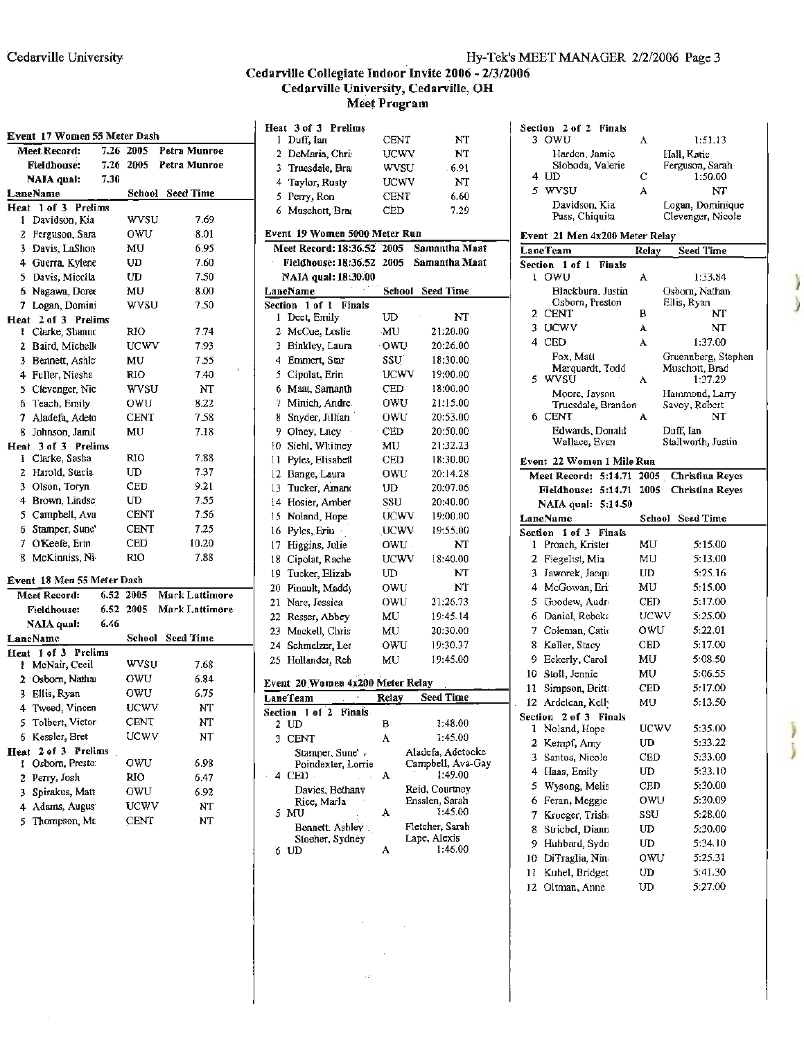# Cedarville Collegiate Indoor Invite 2006 - 2/3/2006
## Cedarville University, Cedarville, OH
### Meet Program

**Event 17 Women 55 Meter Dash**

| | | | |
|---|---|---|---|
| Meet Record: | 7.26 | 2005 | Petra Munroe |
| Fieldhouse: | 7.26 | 2005 | Petra Munroe |
| NAIA qual: | 7.30 | | |

| Lane | Name | School | Seed Time |
|---|---|---|---|
| **Heat 1 of 3 Prelims** | | | |
| 1 | Davidson, Kia | WVSU | 7.69 |
| 2 | Ferguson, Sara | OWU | 8.01 |
| 3 | Davis, LaShon | MU | 6.95 |
| 4 | Guerra, Kylene | UD | 7.60 |
| 5 | Davis, Miccila | UD | 7.50 |
| 6 | Nagawa, Dore | MU | 8.00 |
| 7 | Logan, Domini | WVSU | 7.50 |
| **Heat 2 of 3 Prelims** | | | |
| 1 | Clarke, Shannc | RIO | 7.74 |
| 2 | Baird, Michelle | UCWV | 7.93 |
| 3 | Bennett, Ashle | MU | 7.55 |
| 4 | Fuller, Niesha | RIO | 7.40 |
| 5 | Clevenger, Nic | WVSU | NT |
| 6 | Teach, Emily | OWU | 8.22 |
| 7 | Aladefa, Adeto | CENT | 7.58 |
| 8 | Johnson, Jamil | MU | 7.18 |
| **Heat 3 of 3 Prelims** | | | |
| 1 | Clarke, Sasha | RIO | 7.88 |
| 2 | Harold, Stacia | UD | 7.37 |
| 3 | Olson, Toryn | CED | 9.21 |
| 4 | Brown, Lindse | UD | 7.55 |
| 5 | Campbell, Ava | CENT | 7.56 |
| 6 | Stamper, Sune' | CENT | 7.25 |
| 7 | O'Keefe, Erin | CED | 10.20 |
| 8 | McKinniss, Ni | RIO | 7.88 |

**Event 18 Men 55 Meter Dash**

| | | | |
|---|---|---|---|
| Meet Record: | 6.52 | 2005 | Mark Lattimore |
| Fieldhouse: | 6.52 | 2005 | Mark Lattimore |
| NAIA qual: | 6.46 | | |

| Lane | Name | School | Seed Time |
|---|---|---|---|
| **Heat 1 of 3 Prelims** | | | |
| 1 | McNair, Cecil | WVSU | 7.68 |
| 2 | Osborn, Natha | OWU | 6.84 |
| 3 | Ellis, Ryan | OWU | 6.75 |
| 4 | Tweed, Vincen | UCWV | NT |
| 5 | Tolbert, Victor | CENT | NT |
| 6 | Kessler, Bret | UCWV | NT |
| **Heat 2 of 3 Prelims** | | | |
| 1 | Osborn, Presto | OWU | 6.98 |
| 2 | Perry, Josh | RIO | 6.47 |
| 3 | Spirakus, Matt | OWU | 6.92 |
| 4 | Adams, Augus | UCWV | NT |
| 5 | Thompson, Ma | CENT | NT |
| **Heat 3 of 3 Prelims** | | | |
| 1 | Duff, Ian | CENT | NT |
| 2 | DeMaria, Chri | UCWV | NT |
| 3 | Truesdale, Bra | WVSU | 6.91 |
| 4 | Taylor, Rusty | UCWV | NT |
| 5 | Perry, Ron | CENT | 6.60 |
| 6 | Muschott, Brad | CED | 7.29 |

**Event 19 Women 5000 Meter Run**

| | | | |
|---|---|---|---|
| Meet Record: | 18:36.52 | 2005 | Samantha Maat |
| Fieldhouse: | 18:36.52 | 2005 | Samantha Maat |
| NAIA qual: | 18:30.00 | | |

| Lane | Name | School | Seed Time |
|---|---|---|---|
| **Section 1 of 1 Finals** | | | |
| 1 | Deet, Emily | UD | NT |
| 2 | McCue, Leslie | MU | 21:20.00 |
| 3 | Binkley, Laura | OWU | 20:26.00 |
| 4 | Emmert, Star | SSU | 18:30.00 |
| 5 | Cipolat, Erin | UCWV | 19:00.00 |
| 6 | Maat, Samanth | CED | 18:00.00 |
| 7 | Minich, Andre | OWU | 21:15.00 |
| 8 | Snyder, Jillian | OWU | 20:53.00 |
| 9 | Olney, Lucy | CED | 20:50.00 |
| 10 | Siehl, Whitney | MU | 21:32.23 |
| 11 | Pyles, Elisabeth | CED | 18:30.00 |
| 12 | Bange, Laura | OWU | 20:14.28 |
| 13 | Tucker, Amand | UD | 20:07.06 |
| 14 | Hosier, Amber | SSU | 20:40.00 |
| 15 | Noland, Hope | UCWV | 19:00.00 |
| 16 | Pyles, Erin | UCWV | 19:55.00 |
| 17 | Higgins, Julie | OWU | NT |
| 18 | Cipolat, Rache | UCWV | 18:40.00 |
| 19 | Tucker, Elizab | UD | NT |
| 20 | Pinault, Madd | OWU | NT |
| 21 | Nare, Jessica | OWU | 21:26.73 |
| 22 | Resser, Abbey | MU | 19:45.14 |
| 23 | Mackell, Chris | MU | 20:30.00 |
| 24 | Schmelzer, Le | OWU | 19:30.37 |
| 25 | Hollander, Reb | MU | 19:45.00 |

**Event 20 Women 4x200 Meter Relay**

| Lane | Team | Relay | Seed Time |
|---|---|---|---|
| **Section 1 of 2 Finals** | | | |
| 2 | UD | B | 1:48.00 |
| 3 | CENT | A | 1:45.00 |
| | Stamper, Sune', Aladefa, Adetocke, Poindexter, Lorrie, Campbell, Ava-Gay | | |
| 4 | CED | A | 1:49.00 |
| | Davies, Bethany, Reid, Courtney, Rice, Marla, Ensslen, Sarah | | |
| 5 | MU | A | 1:45.00 |
| | Bennett, Ashley, Fletcher, Sarah, Stoeher, Sydney, Lape, Alexis | | |
| 6 | UD | A | 1:46.00 |
| **Section 2 of 2 Finals** | | | |
| 3 | OWU | A | 1:51.13 |
| | Harden, Jamie, Hall, Katie, Sloboda, Valerie, Ferguson, Sarah | | |
| 4 | UD | C | 1:50.00 |
| 5 | WVSU | A | NT |
| | Davidson, Kia, Logan, Dominique, Pass, Chiquita, Clevenger, Nicole | | |

**Event 21 Men 4x200 Meter Relay**

| Lane | Team | Relay | Seed Time |
|---|---|---|---|
| **Section 1 of 1 Finals** | | | |
| 1 | OWU | A | 1:33.84 |
| | Blackburn, Justin, Osborn, Nathan, Osborn, Preston, Ellis, Ryan | | |
| 2 | CENT | B | NT |
| 3 | UCWV | A | NT |
| 4 | CED | A | 1:37.00 |
| | Fox, Matt, Gruenberg, Stephen, Marquardt, Todd, Muschott, Brad | | |
| 5 | WVSU | A | 1:37.29 |
| | Moore, Jayson, Hammond, Larry, Truesdale, Brandon, Savoy, Robert | | |
| 6 | CENT | A | NT |
| | Edwards, Donald, Duff, Ian, Wallace, Evan, Stallworth, Justin | | |

**Event 22 Women 1 Mile Run**

| | | | |
|---|---|---|---|
| Meet Record: | 5:14.71 | 2005 | Christina Reyes |
| Fieldhouse: | 5:14.71 | 2005 | Christina Reyes |
| NAIA qual: | 5:14.50 | | |

| Lane | Name | School | Seed Time |
|---|---|---|---|
| **Section 1 of 3 Finals** | | | |
| 1 | Proach, Kristen | MU | 5:15.00 |
| 2 | Fiegelist, Mia | MU | 5:13.00 |
| 3 | Jaworek, Jacqu | UD | 5:25.16 |
| 4 | McGowan, Eri | MU | 5:15.00 |
| 5 | Goodew, Audr | CED | 5:17.00 |
| 6 | Daniel, Rebeka | UCWV | 5:25.00 |
| 7 | Coleman, Catie | OWU | 5:22.01 |
| 8 | Keller, Stacy | CED | 5:17.00 |
| 9 | Eckerly, Carol | MU | 5:08.50 |
| 10 | Stoll, Jennie | MU | 5:06.55 |
| 11 | Simpson, Britt | CED | 5:17.00 |
| 12 | Ardelean, Kelly | MU | 5:13.50 |
| **Section 2 of 3 Finals** | | | |
| 1 | Noland, Hope | UCWV | 5:35.00 |
| 2 | Kempf, Amy | UD | 5:33.22 |
| 3 | Santos, Nicole | CED | 5:33.00 |
| 4 | Haas, Emily | UD | 5:33.10 |
| 5 | Wysong, Melis | CED | 5:30.00 |
| 6 | Feran, Meggie | OWU | 5:30.09 |
| 7 | Krueger, Trish | SSU | 5:28.00 |
| 8 | Striebel, Diann | UD | 5:30.00 |
| 9 | Hubbard, Sydn | UD | 5:34.10 |
| 10 | DiTraglia, Nin | OWU | 5:25.31 |
| 11 | Kuhel, Bridget | UD | 5:41.30 |
| 12 | Oltman, Anne | UD | 5:27.00 |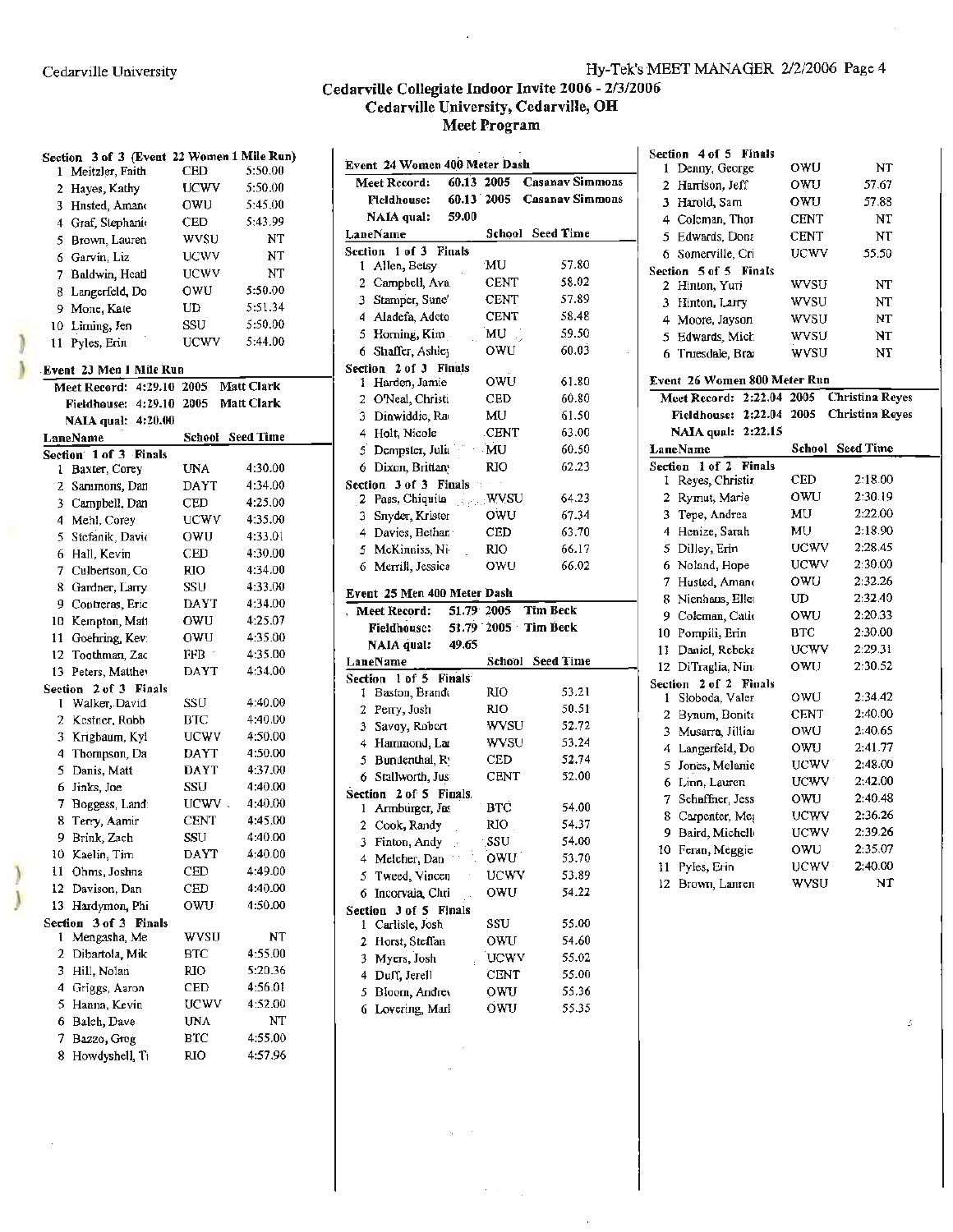# Cedarville Collegiate Indoor Invite 2006 - 2/3/2006

## Cedarville University, Cedarville, OH

## Meet Program

### Section 3 of 3 (Event 22 Women 1 Mile Run)

| Lane | Name | School | Seed Time |
|---|---|---|---|
| 1 | Meitzler, Faith | CED | 5:50.00 |
| 2 | Hayes, Kathy | UCWV | 5:50.00 |
| 3 | Husted, Amano | OWU | 5:45.00 |
| 4 | Graf, Stephanie | CED | 5:43.99 |
| 5 | Brown, Lauren | WVSU | NT |
| 6 | Garvin, Liz | UCWV | NT |
| 7 | Baldwin, Heatl | UCWV | NT |
| 8 | Langerfeld, Do | OWU | 5:50.00 |
| 9 | Mone, Kate | UD | 5:51.34 |
| 10 | Liming, Jen | SSU | 5:50.00 |
| 11 | Pyles, Erin | UCWV | 5:44.00 |

### Event 23 Men 1 Mile Run

Meet Record: 4:29.10 2005 Matt Clark
Fieldhouse: 4:29.10 2005 Matt Clark
NAIA qual: 4:20.00

| Lane | Name | School | Seed Time |
|---|---|---|---|
| **Section 1 of 3 Finals** | | | |
| 1 | Baxter, Corey | UNA | 4:30.00 |
| 2 | Sammons, Dan | DAYT | 4:34.00 |
| 3 | Campbell, Dan | CED | 4:25.00 |
| 4 | Mehl, Corey | UCWV | 4:35.00 |
| 5 | Stefanik, David | OWU | 4:33.01 |
| 6 | Hall, Kevin | CED | 4:30.00 |
| 7 | Culbertson, Co | RIO | 4:34.00 |
| 8 | Gardner, Larry | SSU | 4:33.00 |
| 9 | Contreras, Eric | DAYT | 4:34.00 |
| 10 | Kempton, Matt | OWU | 4:25.07 |
| 11 | Goehring, Kev | OWU | 4:35.00 |
| 12 | Toothman, Zac | FFB | 4:35.00 |
| 13 | Peters, Matthew | DAYT | 4:34.00 |
| **Section 2 of 3 Finals** | | | |
| 1 | Walker, David | SSU | 4:40.00 |
| 2 | Kestner, Robb | BTC | 4:40.00 |
| 3 | Krigbaum, Kyl | UCWV | 4:50.00 |
| 4 | Thompson, Da | DAYT | 4:50.00 |
| 5 | Danis, Matt | DAYT | 4:37.00 |
| 6 | Jinks, Joe | SSU | 4:40.00 |
| 7 | Boggess, Land | UCWV | 4:40.00 |
| 8 | Terry, Aamir | CENT | 4:45.00 |
| 9 | Brink, Zach | SSU | 4:40.00 |
| 10 | Kaelin, Tim | DAYT | 4:40.00 |
| 11 | Ohms, Joshua | CED | 4:49.00 |
| 12 | Davison, Dan | CED | 4:40.00 |
| 13 | Hardymon, Phi | OWU | 4:50.00 |
| **Section 3 of 3 Finals** | | | |
| 1 | Mengasha, Me | WVSU | NT |
| 2 | Dibartola, Mik | BTC | 4:55.00 |
| 3 | Hill, Nolan | RIO | 5:20.36 |
| 4 | Griggs, Aaron | CED | 4:56.01 |
| 5 | Hanna, Kevin | UCWV | 4:52.00 |
| 6 | Balch, Dave | UNA | NT |
| 7 | Bazzo, Greg | BTC | 4:55.00 |
| 8 | Howdyshell, Ti | RIO | 4:57.96 |

### Event 24 Women 400 Meter Dash

Meet Record: 60.13 2005 Casanav Simmons
Fieldhouse: 60.13 2005 Casanav Simmons
NAIA qual: 59.00

| Lane | Name | School | Seed Time |
|---|---|---|---|
| **Section 1 of 3 Finals** | | | |
| 1 | Allen, Betsy | MU | 57.80 |
| 2 | Campbell, Ava | CENT | 58.02 |
| 3 | Stamper, Sune' | CENT | 57.89 |
| 4 | Aladefa, Adeto | CENT | 58.48 |
| 5 | Horning, Kim | MU | 59.50 |
| 6 | Shaffer, Ashley | OWU | 60.03 |
| **Section 2 of 3 Finals** | | | |
| 1 | Harden, Jamie | OWU | 61.80 |
| 2 | O'Neal, Christi | CED | 60.80 |
| 3 | Dinwiddie, Ra | MU | 61.50 |
| 4 | Holt, Nicole | CENT | 63.00 |
| 5 | Dempster, Julia | MU | 60.50 |
| 6 | Dixon, Brittany | RIO | 62.23 |
| **Section 3 of 3 Finals** | | | |
| 2 | Pass, Chiquita | WVSU | 64.23 |
| 3 | Snyder, Krister | OWU | 67.34 |
| 4 | Davies, Bethan | CED | 63.70 |
| 5 | McKinniss, Ni | RIO | 66.17 |
| 6 | Merrill, Jessica | OWU | 66.02 |

### Event 25 Men 400 Meter Dash

Meet Record: 51.79 2005 Tim Beck
Fieldhouse: 51.79 2005 Tim Beck
NAIA qual: 49.65

| Lane | Name | School | Seed Time |
|---|---|---|---|
| **Section 1 of 5 Finals** | | | |
| 1 | Baston, Brandt | RIO | 53.21 |
| 2 | Perry, Josh | RIO | 50.51 |
| 3 | Savoy, Robert | WVSU | 52.72 |
| 4 | Hammond, La | WVSU | 53.24 |
| 5 | Bundenthal, Ry | CED | 52.74 |
| 6 | Stallworth, Jus | CENT | 52.00 |
| **Section 2 of 5 Finals** | | | |
| 1 | Armburger, Ja | BTC | 54.00 |
| 2 | Cook, Randy | RIO | 54.37 |
| 3 | Finton, Andy | SSU | 54.00 |
| 4 | Melcher, Dan | OWU | 53.70 |
| 5 | Tweed, Vincen | UCWV | 53.89 |
| 6 | Incorvaia, Chri | OWU | 54.22 |
| **Section 3 of 5 Finals** | | | |
| 1 | Carlisle, Josh | SSU | 55.00 |
| 2 | Horst, Steffan | OWU | 54.60 |
| 3 | Myers, Josh | UCWV | 55.02 |
| 4 | Duff, Jerell | CENT | 55.00 |
| 5 | Bloom, Andrew | OWU | 55.36 |
| 6 | Lovering, Marl | OWU | 55.35 |
| **Section 4 of 5 Finals** | | | |
| 1 | Denny, George | OWU | NT |
| 2 | Harrison, Jeff | OWU | 57.67 |
| 3 | Harold, Sam | OWU | 57.88 |
| 4 | Coleman, Thor | CENT | NT |
| 5 | Edwards, Dona | CENT | NT |
| 6 | Somerville, Cri | UCWV | 55.50 |
| **Section 5 of 5 Finals** | | | |
| 2 | Hinton, Yuri | WVSU | NT |
| 3 | Hinton, Larry | WVSU | NT |
| 4 | Moore, Jayson | WVSU | NT |
| 5 | Edwards, Mich | WVSU | NT |
| 6 | Truesdale, Bra | WVSU | NT |

### Event 26 Women 800 Meter Run

Meet Record: 2:22.04 2005 Christina Reyes
Fieldhouse: 2:22.04 2005 Christina Reyes
NAIA qual: 2:22.15

| Lane | Name | School | Seed Time |
|---|---|---|---|
| **Section 1 of 2 Finals** | | | |
| 1 | Reyes, Christin | CED | 2:18.00 |
| 2 | Rymut, Marie | OWU | 2:30.19 |
| 3 | Tepe, Andrea | MU | 2:22.00 |
| 4 | Henize, Sarah | MU | 2:18.90 |
| 5 | Dilley, Erin | UCWV | 2:28.45 |
| 6 | Noland, Hope | UCWV | 2:30.00 |
| 7 | Husted, Amanc | OWU | 2:32.26 |
| 8 | Nienhaus, Elle | UD | 2:32.40 |
| 9 | Coleman, Cait | OWU | 2:20.33 |
| 10 | Pompili, Erin | BTC | 2:30.00 |
| 11 | Daniel, Rebeka | UCWV | 2:29.31 |
| 12 | DiTraglia, Nin | OWU | 2:30.52 |
| **Section 2 of 2 Finals** | | | |
| 1 | Sloboda, Valer | OWU | 2:34.42 |
| 2 | Bynum, Bonita | CENT | 2:40.00 |
| 3 | Musarra, Jillia | OWU | 2:40.65 |
| 4 | Langerfeld, Do | OWU | 2:41.77 |
| 5 | Jones, Melanie | UCWV | 2:48.00 |
| 6 | Linn, Lauren | UCWV | 2:42.00 |
| 7 | Schaffner, Jess | OWU | 2:40.48 |
| 8 | Carpenter, Meg | UCWV | 2:36.26 |
| 9 | Baird, Michelle | UCWV | 2:39.26 |
| 10 | Feran, Meggie | OWU | 2:35.07 |
| 11 | Pyles, Erin | UCWV | 2:40.00 |
| 12 | Brown, Lauren | WVSU | NT |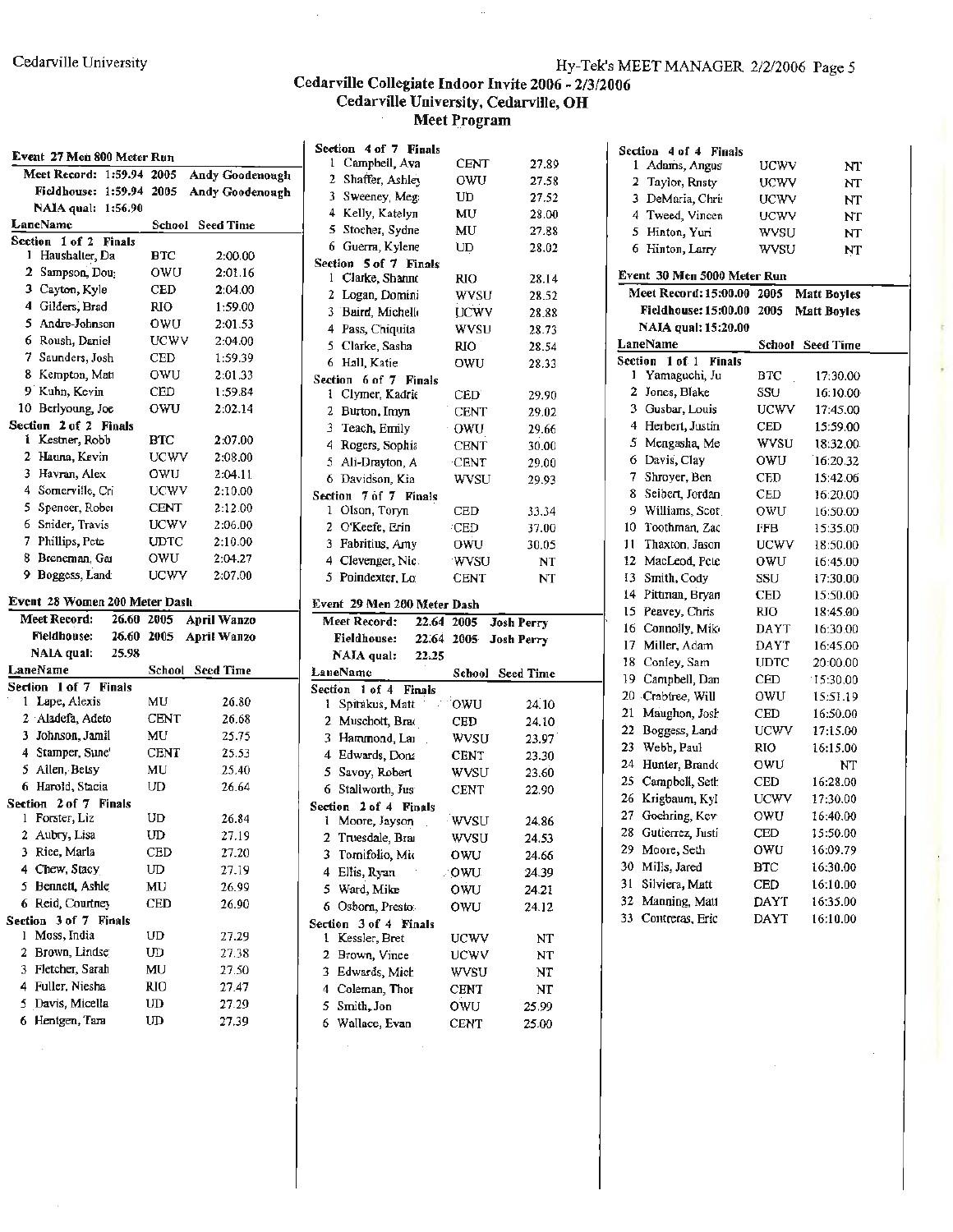## Cedarville Collegiate Indoor Invite 2006 - 2/3/2006
### Cedarville University, Cedarville, OH
### Meet Program

#### Event 27 Men 800 Meter Run

Meet Record: 1:59.94 2005 Andy Goodenough
Fieldhouse: 1:59.94 2005 Andy Goodenough
NAIA qual: 1:56.90

| Lane | Name | School | Seed Time |
|---|---|---|---|
| **Section 1 of 2 Finals** | | | |
| 1 | Haushalter, Da | BTC | 2:00.00 |
| 2 | Sampson, Dou; | OWU | 2:01.16 |
| 3 | Cayton, Kyle | CED | 2:04.00 |
| 4 | Gilders, Brad | RIO | 1:59.00 |
| 5 | Andre-Johnson | OWU | 2:01.53 |
| 6 | Roush, Daniel | UCWV | 2:04.00 |
| 7 | Saunders, Josh | CED | 1:59.39 |
| 8 | Kempton, Matt | OWU | 2:01.33 |
| 9 | Kuhn, Kevin | CED | 1:59.84 |
| 10 | Berlyoung, Joe | OWU | 2:02.14 |
| **Section 2 of 2 Finals** | | | |
| 1 | Kestner, Robb | BTC | 2:07.00 |
| 2 | Hanna, Kevin | UCWV | 2:08.00 |
| 3 | Havran, Alex | OWU | 2:04.11 |
| 4 | Somerville, Cri | UCWV | 2:10.00 |
| 5 | Spencer, Rober | CENT | 2:12.00 |
| 6 | Snider, Travis | UCWV | 2:06.00 |
| 7 | Phillips, Pete | UDTC | 2:10.00 |
| 8 | Breneman, Gai | OWU | 2:04.27 |
| 9 | Boggess, Land | UCWV | 2:07.00 |

#### Event 28 Women 200 Meter Dash

Meet Record: 26.60 2005 April Wanzo
Fieldhouse: 26.60 2005 April Wanzo
NAIA qual: 25.98

| Lane | Name | School | Seed Time |
|---|---|---|---|
| **Section 1 of 7 Finals** | | | |
| 1 | Lape, Alexis | MU | 26.80 |
| 2 | Aladefa, Adeto | CENT | 26.68 |
| 3 | Johnson, Jamil | MU | 25.75 |
| 4 | Stamper, Sune' | CENT | 25.53 |
| 5 | Allen, Betsy | MU | 25.40 |
| 6 | Harold, Stacia | UD | 26.64 |
| **Section 2 of 7 Finals** | | | |
| 1 | Forster, Liz | UD | 26.84 |
| 2 | Aubry, Lisa | UD | 27.19 |
| 3 | Rice, Marla | CED | 27.20 |
| 4 | Chew, Stacy | UD | 27.19 |
| 5 | Bennett, Ashle | MU | 26.99 |
| 6 | Reid, Courtney | CED | 26.90 |
| **Section 3 of 7 Finals** | | | |
| 1 | Moss, India | UD | 27.29 |
| 2 | Brown, Lindse | UD | 27.38 |
| 3 | Fletcher, Sarah | MU | 27.50 |
| 4 | Fuller, Niesha | RIO | 27.47 |
| 5 | Davis, Micella | UD | 27.29 |
| 6 | Hentgen, Tara | UD | 27.39 |
| **Section 4 of 7 Finals** | | | |
| 1 | Campbell, Ava | CENT | 27.89 |
| 2 | Shaffer, Ashley | OWU | 27.58 |
| 3 | Sweeney, Meg | UD | 27.52 |
| 4 | Kelly, Katelyn | MU | 28.00 |
| 5 | Stocher, Sydne | MU | 27.88 |
| 6 | Guerra, Kylene | UD | 28.02 |
| **Section 5 of 7 Finals** | | | |
| 1 | Clarke, Shanne | RIO | 28.14 |
| 2 | Logan, Domini | WVSU | 28.52 |
| 3 | Baird, Michelle | UCWV | 28.88 |
| 4 | Pass, Chiquita | WVSU | 28.73 |
| 5 | Clarke, Sasha | RIO | 28.54 |
| 6 | Hall, Katie | OWU | 28.33 |
| **Section 6 of 7 Finals** | | | |
| 1 | Clymer, Kadrie | CED | 29.90 |
| 2 | Burton, Imyn | CENT | 29.02 |
| 3 | Teach, Emily | OWU | 29.66 |
| 4 | Rogers, Sophia | CENT | 30.00 |
| 5 | Ali-Drayton, A | CENT | 29.00 |
| 6 | Davidson, Kia | WVSU | 29.93 |
| **Section 7 of 7 Finals** | | | |
| 1 | Olson, Toryn | CED | 33.34 |
| 2 | O'Keefe, Erin | CED | 37.00 |
| 3 | Fabritius, Amy | OWU | 30.05 |
| 4 | Clevenger, Nic | WVSU | NT |
| 5 | Poindexter, Lo | CENT | NT |

#### Event 29 Men 200 Meter Dash

Meet Record: 22.64 2005 Josh Perry
Fieldhouse: 22.64 2005 Josh Perry
NAIA qual: 22.25

| Lane | Name | School | Seed Time |
|---|---|---|---|
| **Section 1 of 4 Finals** | | | |
| 1 | Spirakus, Matt | OWU | 24.10 |
| 2 | Muschott, Brac | CED | 24.10 |
| 3 | Hammond, Lar | WVSU | 23.97 |
| 4 | Edwards, Donz | CENT | 23.30 |
| 5 | Savoy, Robert | WVSU | 23.60 |
| 6 | Stallworth, Jus | CENT | 22.90 |
| **Section 2 of 4 Finals** | | | |
| 1 | Moore, Jayson | WVSU | 24.86 |
| 2 | Truesdale, Brai | WVSU | 24.53 |
| 3 | Tomifolio, Mic | OWU | 24.66 |
| 4 | Ellis, Ryan | OWU | 24.39 |
| 5 | Ward, Mike | OWU | 24.21 |
| 6 | Osborn, Presto | OWU | 24.12 |
| **Section 3 of 4 Finals** | | | |
| 1 | Kessler, Bret | UCWV | NT |
| 2 | Brown, Vince | UCWV | NT |
| 3 | Edwards, Mich | WVSU | NT |
| 4 | Coleman, Thor | CENT | NT |
| 5 | Smith, Jon | OWU | 25.99 |
| 6 | Wallace, Evan | CENT | 25.00 |
| **Section 4 of 4 Finals** | | | |
| 1 | Adams, Angus | UCWV | NT |
| 2 | Taylor, Rusty | UCWV | NT |
| 3 | DeMaria, Chris | UCWV | NT |
| 4 | Tweed, Vincen | UCWV | NT |
| 5 | Hinton, Yuri | WVSU | NT |
| 6 | Hinton, Larry | WVSU | NT |

#### Event 30 Men 5000 Meter Run

Meet Record: 15:00.00 2005 Matt Boyles
Fieldhouse: 15:00.00 2005 Matt Boyles
NAIA qual: 15:20.00

| Lane | Name | School | Seed Time |
|---|---|---|---|
| **Section 1 of 1 Finals** | | | |
| 1 | Yamaguchi, Ju | BTC | 17:30.00 |
| 2 | Jones, Blake | SSU | 16:10.00 |
| 3 | Gusbar, Louis | UCWV | 17:45.00 |
| 4 | Herbert, Justin | CED | 15:59.00 |
| 5 | Mengasha, Me | WVSU | 18:32.00 |
| 6 | Davis, Clay | OWU | 16:20.32 |
| 7 | Shroyer, Ben | CED | 15:42.06 |
| 8 | Seibert, Jordan | CED | 16:20.00 |
| 9 | Williams, Scot | OWU | 16:50.00 |
| 10 | Toothman, Zac | FFB | 15:35.00 |
| 11 | Thaxton, Jason | UCWV | 18:50.00 |
| 12 | MacLeod, Pete | OWU | 16:45.00 |
| 13 | Smith, Cody | SSU | 17:30.00 |
| 14 | Pittman, Bryan | CED | 15:50.00 |
| 15 | Peavey, Chris | RIO | 18:45.00 |
| 16 | Connolly, Mike | DAYT | 16:30.00 |
| 17 | Miller, Adam | DAYT | 16:45.00 |
| 18 | Conley, Sam | UDTC | 20:00.00 |
| 19 | Campbell, Dan | CED | 15:30.00 |
| 20 | Crabtree, Will | OWU | 15:51.19 |
| 21 | Maughon, Josh | CED | 16:50.00 |
| 22 | Boggess, Land | UCWV | 17:15.00 |
| 23 | Webb, Paul | RIO | 16:15.00 |
| 24 | Hunter, Brandc | OWU | NT |
| 25 | Campbell, Seth | CED | 16:28.00 |
| 26 | Krigbaum, Kyl | UCWV | 17:30.00 |
| 27 | Goehring, Kev | OWU | 16:40.00 |
| 28 | Gutierrez, Justi | CED | 15:50.00 |
| 29 | Moore, Seth | OWU | 16:09.79 |
| 30 | Mills, Jared | BTC | 16:30.00 |
| 31 | Silviera, Matt | CED | 16:10.00 |
| 32 | Manning, Matt | DAYT | 16:35.00 |
| 33 | Contreras, Eric | DAYT | 16:10.00 |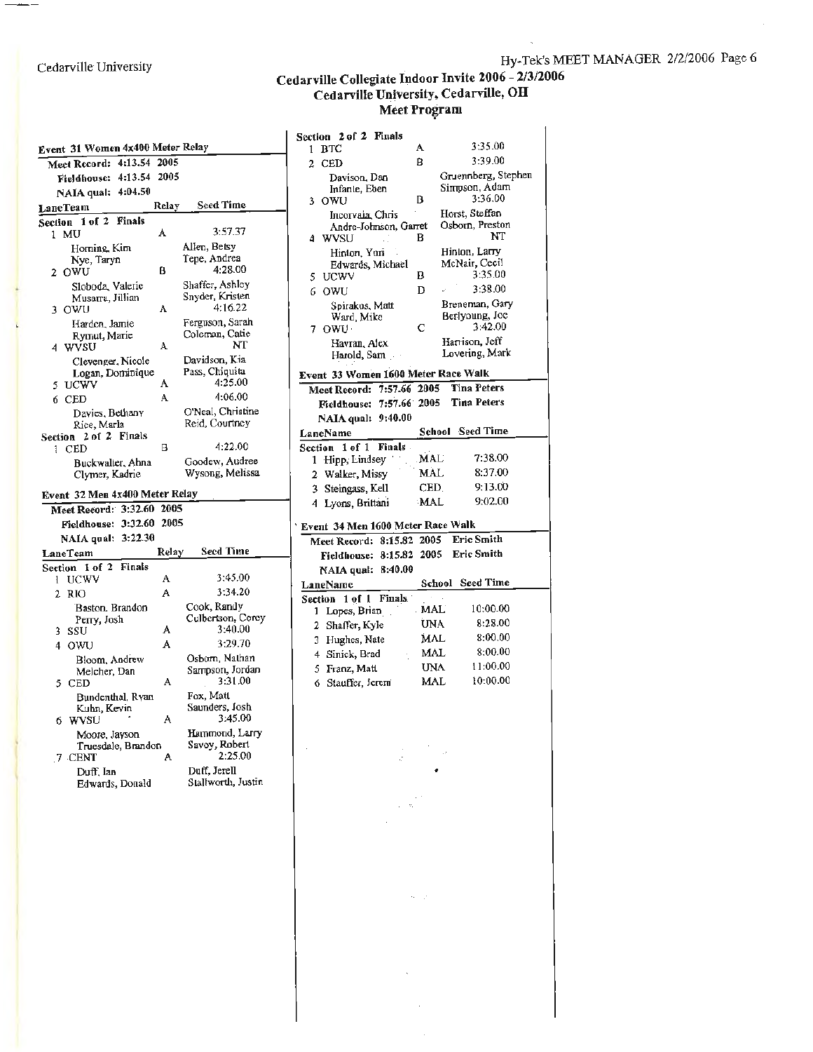# Cedarville Collegiate Indoor Invite 2006 - 2/3/2006
## Cedarville University, Cedarville, OH
## Meet Program

### Event 31 Women 4x400 Meter Relay

Meet Record: 4:13.54 2005
Fieldhouse: 4:13.54 2005
NAIA qual: 4:04.50

| Lane | Team | Relay | Seed Time |
|---|---|---|---|
| **Section 1 of 2 Finals** | | | |
| 1 | MU | A | 3:57.37 |
| | Horning, Kim | | Allen, Betsy |
| | Nye, Taryn | | Tepe, Andrea |
| 2 | OWU | B | 4:28.00 |
| | Sloboda, Valerie | | Shaffer, Ashley |
| | Musarra, Jillian | | Snyder, Kristen |
| 3 | OWU | A | 4:16.22 |
| | Harden, Jamie | | Ferguson, Sarah |
| | Rymut, Marie | | Coleman, Catie |
| 4 | WVSU | A | NT |
| | Clevenger, Nicole | | Davidson, Kia |
| | Logan, Dominique | | Pass, Chiquita |
| 5 | UCWV | A | 4:25.00 |
| 6 | CED | A | 4:06.00 |
| | Davies, Bethany | | O'Neal, Christine |
| | Rice, Marla | | Reid, Courtney |
| **Section 2 of 2 Finals** | | | |
| 1 | CED | B | 4:22.00 |
| | Buckwalter, Ahna | | Goodew, Audree |
| | Clymer, Kadrie | | Wysong, Melissa |

### Event 32 Men 4x400 Meter Relay

Meet Record: 3:32.60 2005
Fieldhouse: 3:32.60 2005
NAIA qual: 3:22.30

| Lane | Team | Relay | Seed Time |
|---|---|---|---|
| **Section 1 of 2 Finals** | | | |
| 1 | UCWV | A | 3:45.00 |
| 2 | RIO | A | 3:34.20 |
| | Baston, Brandon | | Cook, Randy |
| | Perry, Josh | | Culbertson, Corey |
| 3 | SSU | A | 3:40.00 |
| 4 | OWU | A | 3:29.70 |
| | Bloom, Andrew | | Osborn, Nathan |
| | Melcher, Dan | | Sampson, Jordan |
| 5 | CED | A | 3:31.00 |
| | Bundenthal, Ryan | | Fox, Matt |
| | Kuhn, Kevin | | Saunders, Josh |
| 6 | WVSU | A | 3:45.00 |
| | Moore, Jayson | | Hammond, Larry |
| | Truesdale, Brandon | | Savoy, Robert |
| 7 | CENT | A | 2:25.00 |
| | Duff, Ian | | Duff, Jerell |
| | Edwards, Donald | | Stallworth, Justin |
| **Section 2 of 2 Finals** | | | |
| 1 | BTC | A | 3:35.00 |
| 2 | CED | B | 3:39.00 |
| | Davison, Dan | | Gruennberg, Stephen |
| | Infante, Eben | | Simpson, Adam |
| 3 | OWU | B | 3:36.00 |
| | Incorvaia, Chris | | Horst, Steffan |
| | Andre-Johnson, Garret | | Osborn, Preston |
| 4 | WVSU | B | NT |
| | Hinton, Yuri | | Hinton, Larry |
| | Edwards, Michael | | McNair, Cecil |
| 5 | UCWV | B | 3:35.00 |
| 6 | OWU | D | 3:38.00 |
| | Spirakos, Matt | | Breneman, Gary |
| | Ward, Mike | | Berlyoung, Joe |
| 7 | OWU | C | 3:42.00 |
| | Havran, Alex | | Harrison, Jeff |
| | Harold, Sam | | Lovering, Mark |

### Event 33 Women 1600 Meter Race Walk

Meet Record: 7:57.66 2005 Tina Peters
Fieldhouse: 7:57.66 2005 Tina Peters
NAIA qual: 9:40.00

| Lane | Name | School | Seed Time |
|---|---|---|---|
| **Section 1 of 1 Finals** | | | |
| 1 | Hipp, Lindsey | MAL | 7:38.00 |
| 2 | Walker, Missy | MAL | 8:37.00 |
| 3 | Steingass, Kell | CED | 9:13.00 |
| 4 | Lyons, Brittani | MAL | 9:02.00 |

### Event 34 Men 1600 Meter Race Walk

Meet Record: 8:15.82 2005 Eric Smith
Fieldhouse: 8:15.82 2005 Eric Smith
NAIA qual: 8:40.00

| Lane | Name | School | Seed Time |
|---|---|---|---|
| **Section 1 of 1 Finals** | | | |
| 1 | Lopes, Brian | MAL | 10:00.00 |
| 2 | Shaffer, Kyle | UNA | 8:28.00 |
| 3 | Hughes, Nate | MAL | 8:00.00 |
| 4 | Sinick, Brad | MAL | 8:00.00 |
| 5 | Franz, Matt | UNA | 11:00.00 |
| 6 | Stauffer, Jeremi | MAL | 10:00.00 |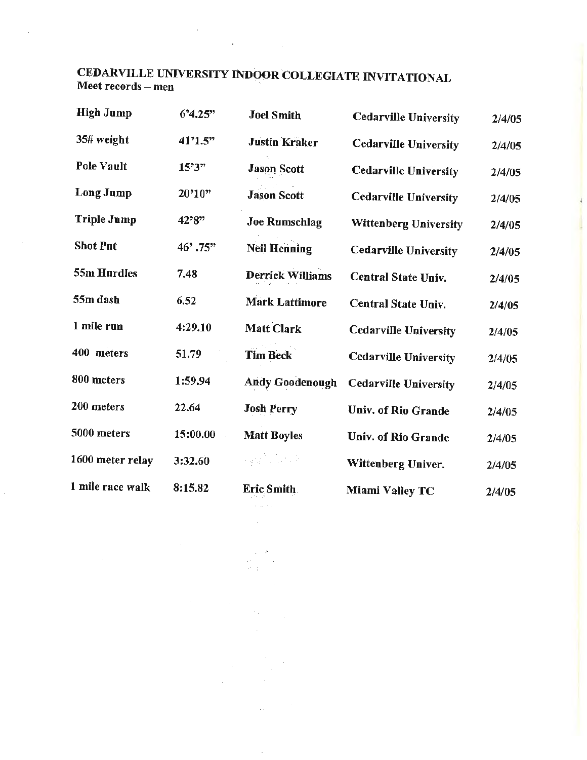**CEDARVILLE UNIVERSITY INDOOR COLLEGIATE INVITATIONAL**
**Meet records – men**

| | | | | |
|---|---|---|---|---|
| **High Jump** | **6'4.25"** | **Joel Smith** | **Cedarville University** | **2/4/05** |
| **35# weight** | **41'1.5"** | **Justin Kraker** | **Cedarville University** | **2/4/05** |
| **Pole Vault** | **15'3"** | **Jason Scott** | **Cedarville University** | **2/4/05** |
| **Long Jump** | **20'10"** | **Jason Scott** | **Cedarville University** | **2/4/05** |
| **Triple Jump** | **42'8"** | **Joe Rumschlag** | **Wittenberg University** | **2/4/05** |
| **Shot Put** | **46' .75"** | **Neil Henning** | **Cedarville University** | **2/4/05** |
| **55m Hurdles** | **7.48** | **Derrick Williams** | **Central State Univ.** | **2/4/05** |
| **55m dash** | **6.52** | **Mark Lattimore** | **Central State Univ.** | **2/4/05** |
| **1 mile run** | **4:29.10** | **Matt Clark** | **Cedarville University** | **2/4/05** |
| **400 meters** | **51.79** | **Tim Beck** | **Cedarville University** | **2/4/05** |
| **800 meters** | **1:59.94** | **Andy Goodenough** | **Cedarville University** | **2/4/05** |
| **200 meters** | **22.64** | **Josh Perry** | **Univ. of Rio Grande** | **2/4/05** |
| **5000 meters** | **15:00.00** | **Matt Boyles** | **Univ. of Rio Grande** | **2/4/05** |
| **1600 meter relay** | **3:32.60** | | **Wittenberg Univer.** | **2/4/05** |
| **1 mile race walk** | **8:15.82** | **Eric Smith** | **Miami Valley TC** | **2/4/05** |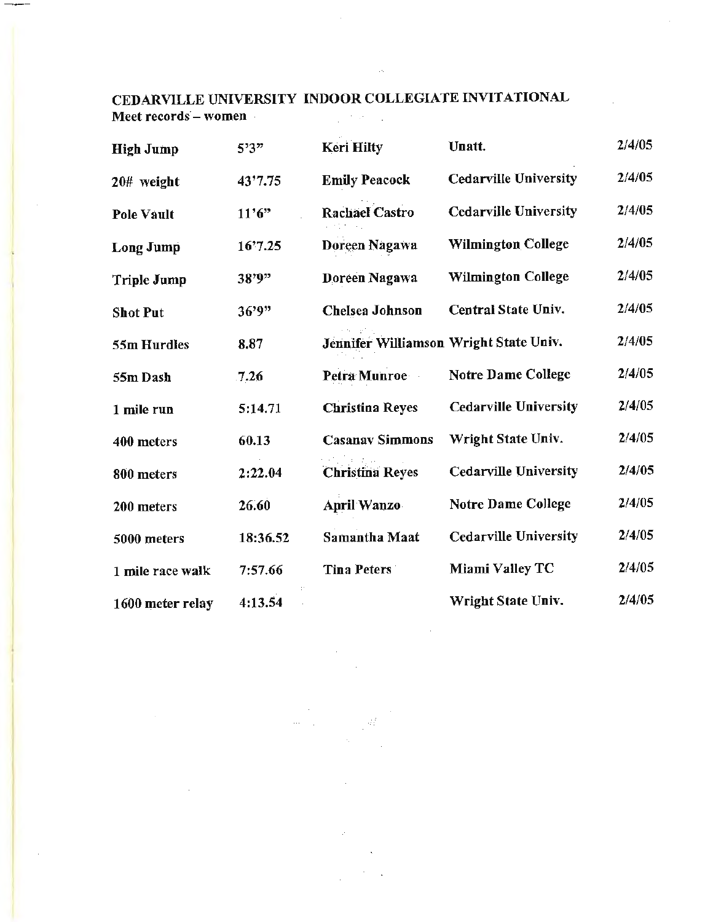## CEDARVILLE UNIVERSITY INDOOR COLLEGIATE INVITATIONAL

**Meet records – women**

| | | | | |
|---|---|---|---|---|
| **High Jump** | **5'3"** | **Keri Hilty** | **Unatt.** | 2/4/05 |
| **20# weight** | **43'7.75** | **Emily Peacock** | **Cedarville University** | 2/4/05 |
| **Pole Vault** | **11'6"** | **Rachael Castro** | **Cedarville University** | 2/4/05 |
| **Long Jump** | **16'7.25** | **Doreen Nagawa** | **Wilmington College** | 2/4/05 |
| **Triple Jump** | **38'9"** | **Doreen Nagawa** | **Wilmington College** | 2/4/05 |
| **Shot Put** | **36'9"** | **Chelsea Johnson** | **Central State Univ.** | 2/4/05 |
| **55m Hurdles** | **8.87** | **Jennifer Williamson** | **Wright State Univ.** | 2/4/05 |
| **55m Dash** | **7.26** | **Petra Munroe** | **Notre Dame College** | 2/4/05 |
| **1 mile run** | **5:14.71** | **Christina Reyes** | **Cedarville University** | 2/4/05 |
| **400 meters** | **60.13** | **Casanav Simmons** | **Wright State Univ.** | 2/4/05 |
| **800 meters** | **2:22.04** | **Christina Reyes** | **Cedarville University** | 2/4/05 |
| **200 meters** | **26.60** | **April Wanzo** | **Notre Dame College** | 2/4/05 |
| **5000 meters** | **18:36.52** | **Samantha Maat** | **Cedarville University** | 2/4/05 |
| **1 mile race walk** | **7:57.66** | **Tina Peters** | **Miami Valley TC** | 2/4/05 |
| **1600 meter relay** | **4:13.54** | | **Wright State Univ.** | 2/4/05 |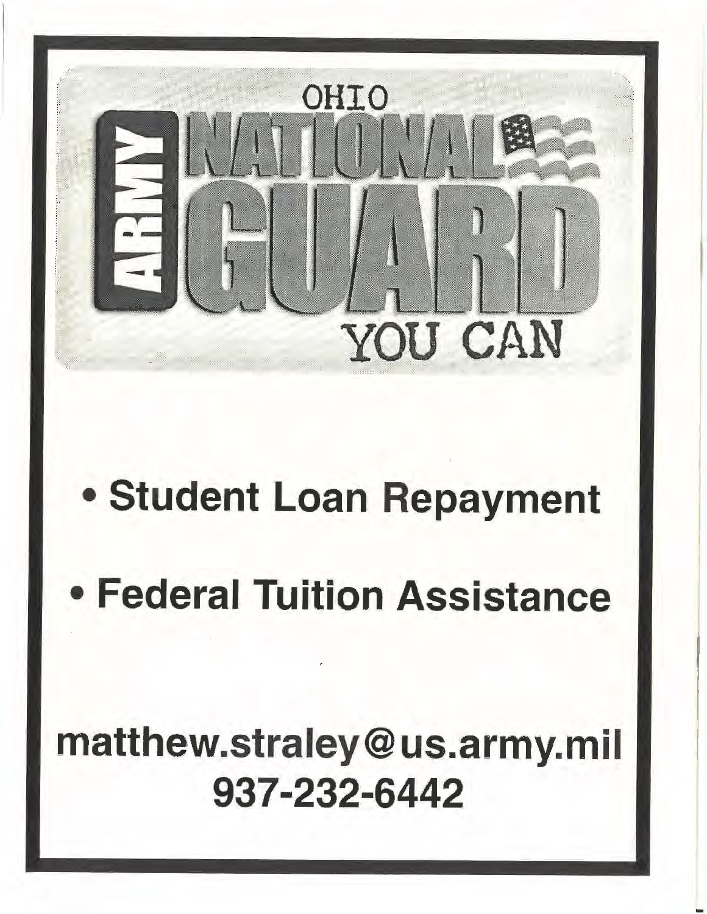OHIO

ARMY NATIONAL GUARD

YOU CAN

- **Student Loan Repayment**
- **Federal Tuition Assistance**

**matthew.straley@us.army.mil**
**937-232-6442**